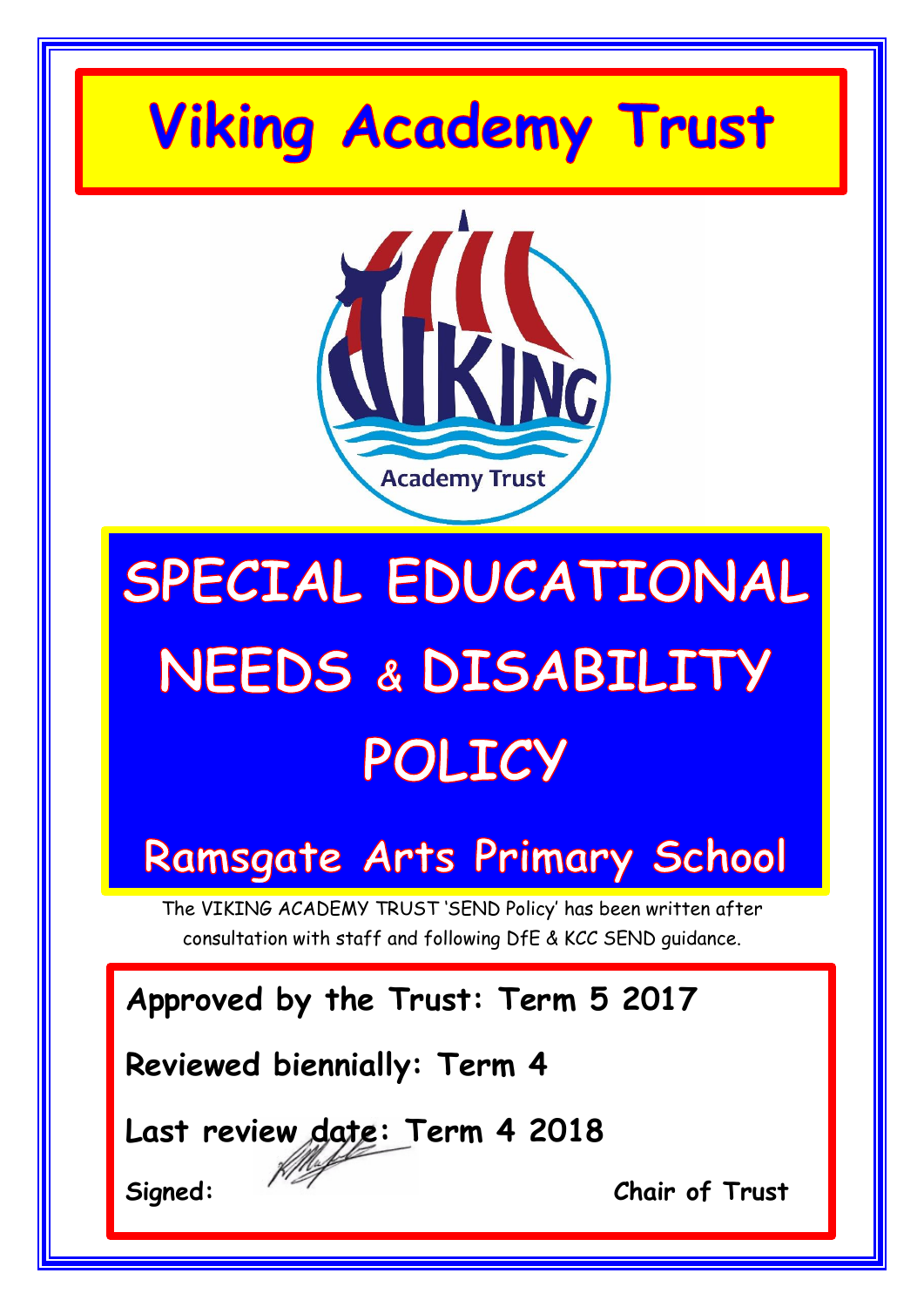# Viking Academy Trust

# SPECIAL EDUCATIONAL NEEDS & DISABILITY POLICY

## Ramsgate Arts Primary School

The VIKING ACADEMY TRUST 'SEND Policy' has been written after consultation with staff and following DfE & KCC SEND guidance.

**Approved by the Trust: Term 5 2017**

**Reviewed biennially: Term 4**

**Last review date: Term 4 2018**

**Signed:** **Chair of Trust**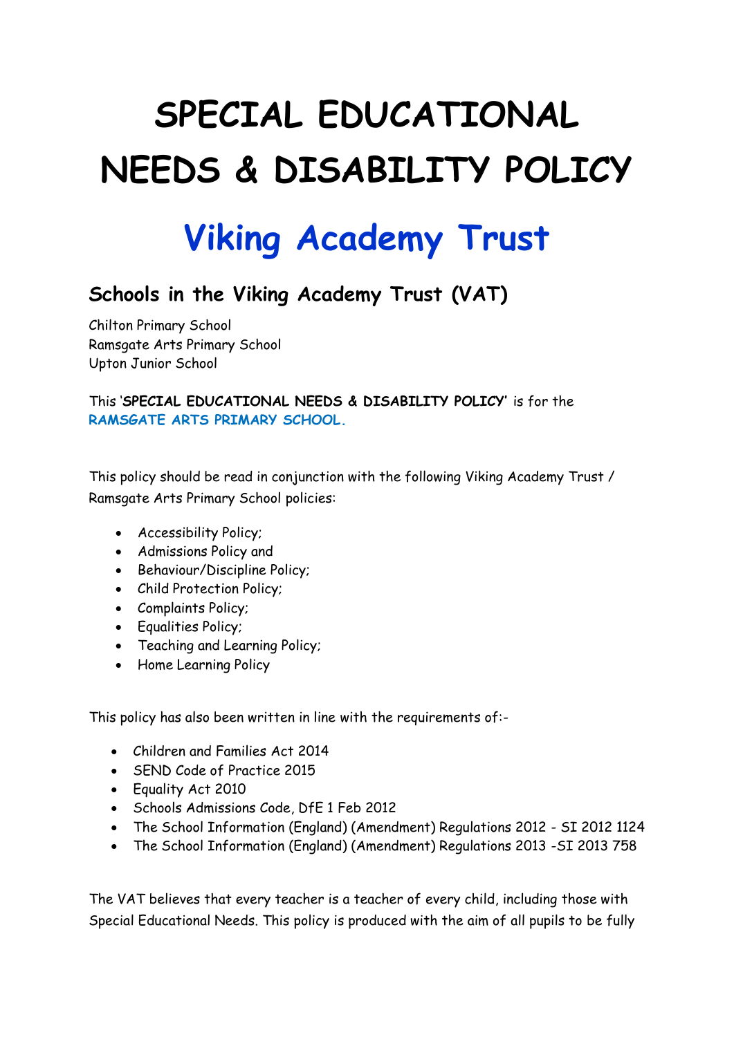# SPECIAL EDUCATIONAL NEEDS & DISABILITY POLICY

# Viking Academy Trust

## Schools in the Viking Academy Trust (VAT)

Chilton Primary School
Ramsgate Arts Primary School
Upton Junior School

This '**SPECIAL EDUCATIONAL NEEDS & DISABILITY POLICY**' is for the **RAMSGATE ARTS PRIMARY SCHOOL.**

This policy should be read in conjunction with the following Viking Academy Trust / Ramsgate Arts Primary School policies:

- Accessibility Policy;
- Admissions Policy and
- Behaviour/Discipline Policy;
- Child Protection Policy;
- Complaints Policy;
- Equalities Policy;
- Teaching and Learning Policy;
- Home Learning Policy

This policy has also been written in line with the requirements of:-

- Children and Families Act 2014
- SEND Code of Practice 2015
- Equality Act 2010
- Schools Admissions Code, DfE 1 Feb 2012
- The School Information (England) (Amendment) Regulations 2012 - SI 2012 1124
- The School Information (England) (Amendment) Regulations 2013 -SI 2013 758

The VAT believes that every teacher is a teacher of every child, including those with Special Educational Needs. This policy is produced with the aim of all pupils to be fully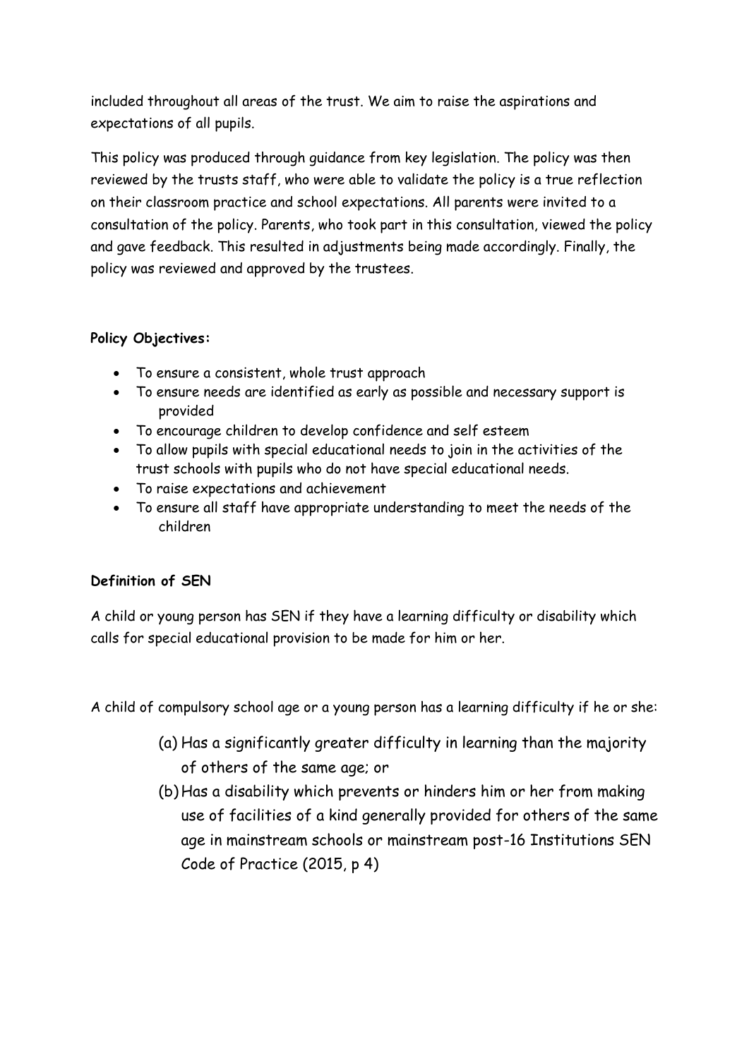included throughout all areas of the trust. We aim to raise the aspirations and expectations of all pupils.

This policy was produced through guidance from key legislation. The policy was then reviewed by the trusts staff, who were able to validate the policy is a true reflection on their classroom practice and school expectations. All parents were invited to a consultation of the policy. Parents, who took part in this consultation, viewed the policy and gave feedback. This resulted in adjustments being made accordingly. Finally, the policy was reviewed and approved by the trustees.

**Policy Objectives:**

- To ensure a consistent, whole trust approach
- To ensure needs are identified as early as possible and necessary support is provided
- To encourage children to develop confidence and self esteem
- To allow pupils with special educational needs to join in the activities of the trust schools with pupils who do not have special educational needs.
- To raise expectations and achievement
- To ensure all staff have appropriate understanding to meet the needs of the children

**Definition of SEN**

A child or young person has SEN if they have a learning difficulty or disability which calls for special educational provision to be made for him or her.

A child of compulsory school age or a young person has a learning difficulty if he or she:

(a) Has a significantly greater difficulty in learning than the majority of others of the same age; or

(b) Has a disability which prevents or hinders him or her from making use of facilities of a kind generally provided for others of the same age in mainstream schools or mainstream post-16 Institutions SEN Code of Practice (2015, p 4)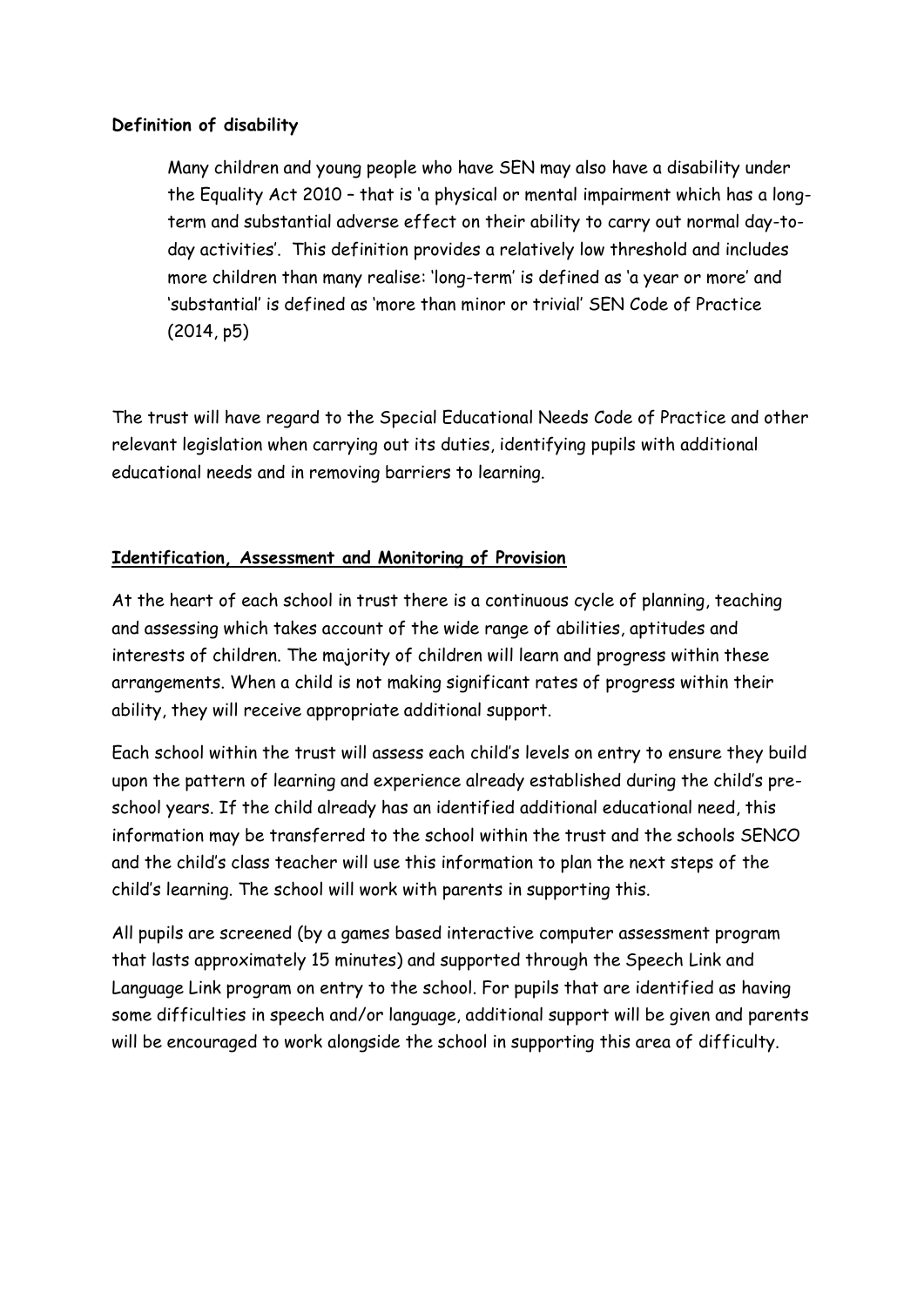**Definition of disability**

> Many children and young people who have SEN may also have a disability under the Equality Act 2010 – that is 'a physical or mental impairment which has a long-term and substantial adverse effect on their ability to carry out normal day-to-day activities'. This definition provides a relatively low threshold and includes more children than many realise: 'long-term' is defined as 'a year or more' and 'substantial' is defined as 'more than minor or trivial' SEN Code of Practice (2014, p5)

The trust will have regard to the Special Educational Needs Code of Practice and other relevant legislation when carrying out its duties, identifying pupils with additional educational needs and in removing barriers to learning.

**Identification, Assessment and Monitoring of Provision**

At the heart of each school in trust there is a continuous cycle of planning, teaching and assessing which takes account of the wide range of abilities, aptitudes and interests of children. The majority of children will learn and progress within these arrangements. When a child is not making significant rates of progress within their ability, they will receive appropriate additional support.

Each school within the trust will assess each child's levels on entry to ensure they build upon the pattern of learning and experience already established during the child's pre-school years. If the child already has an identified additional educational need, this information may be transferred to the school within the trust and the schools SENCO and the child's class teacher will use this information to plan the next steps of the child's learning. The school will work with parents in supporting this.

All pupils are screened (by a games based interactive computer assessment program that lasts approximately 15 minutes) and supported through the Speech Link and Language Link program on entry to the school. For pupils that are identified as having some difficulties in speech and/or language, additional support will be given and parents will be encouraged to work alongside the school in supporting this area of difficulty.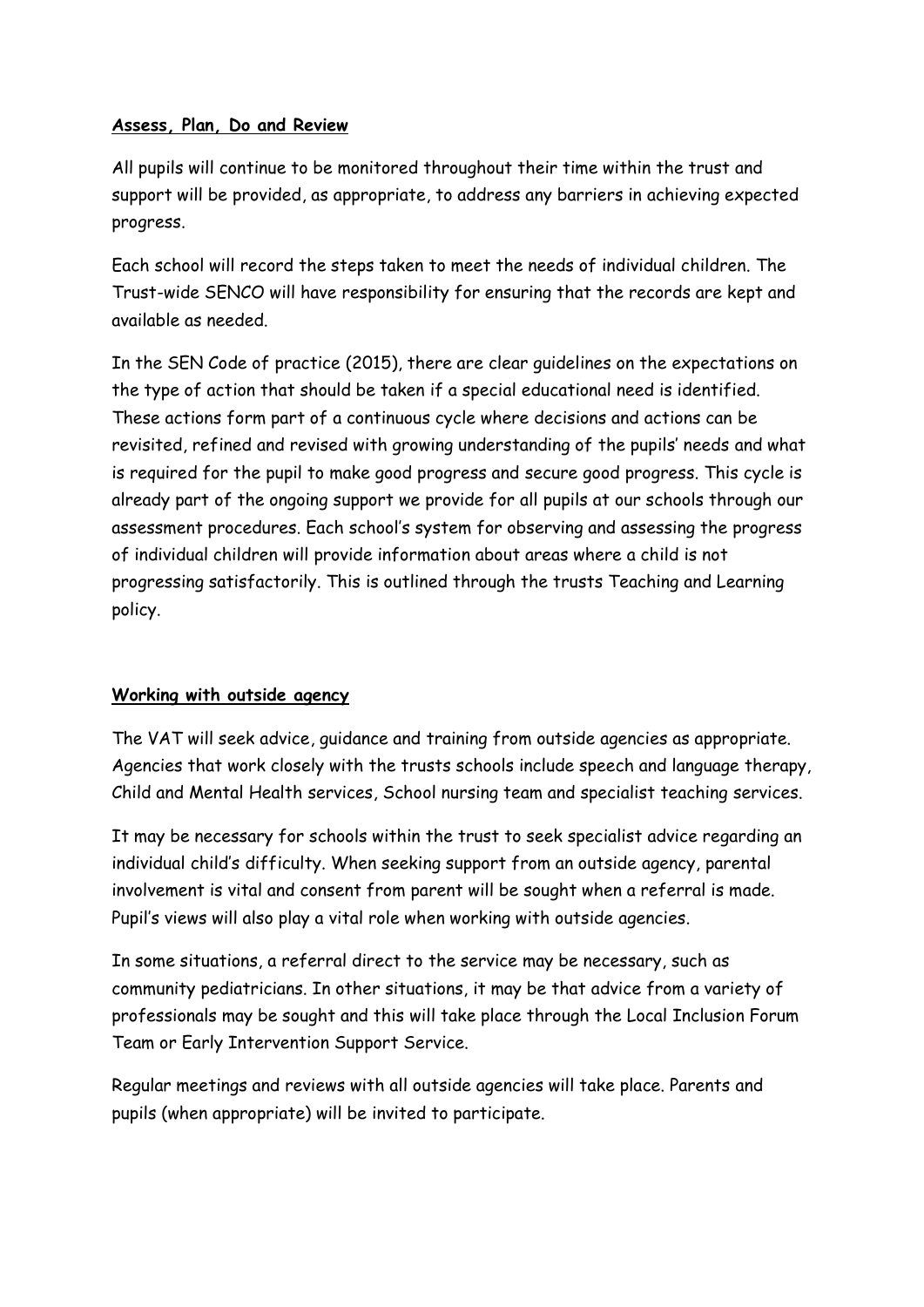## Assess, Plan, Do and Review

All pupils will continue to be monitored throughout their time within the trust and support will be provided, as appropriate, to address any barriers in achieving expected progress.

Each school will record the steps taken to meet the needs of individual children. The Trust-wide SENCO will have responsibility for ensuring that the records are kept and available as needed.

In the SEN Code of practice (2015), there are clear guidelines on the expectations on the type of action that should be taken if a special educational need is identified. These actions form part of a continuous cycle where decisions and actions can be revisited, refined and revised with growing understanding of the pupils' needs and what is required for the pupil to make good progress and secure good progress. This cycle is already part of the ongoing support we provide for all pupils at our schools through our assessment procedures. Each school's system for observing and assessing the progress of individual children will provide information about areas where a child is not progressing satisfactorily. This is outlined through the trusts Teaching and Learning policy.

## Working with outside agency

The VAT will seek advice, guidance and training from outside agencies as appropriate. Agencies that work closely with the trusts schools include speech and language therapy, Child and Mental Health services, School nursing team and specialist teaching services.

It may be necessary for schools within the trust to seek specialist advice regarding an individual child's difficulty. When seeking support from an outside agency, parental involvement is vital and consent from parent will be sought when a referral is made. Pupil's views will also play a vital role when working with outside agencies.

In some situations, a referral direct to the service may be necessary, such as community pediatricians. In other situations, it may be that advice from a variety of professionals may be sought and this will take place through the Local Inclusion Forum Team or Early Intervention Support Service.

Regular meetings and reviews with all outside agencies will take place. Parents and pupils (when appropriate) will be invited to participate.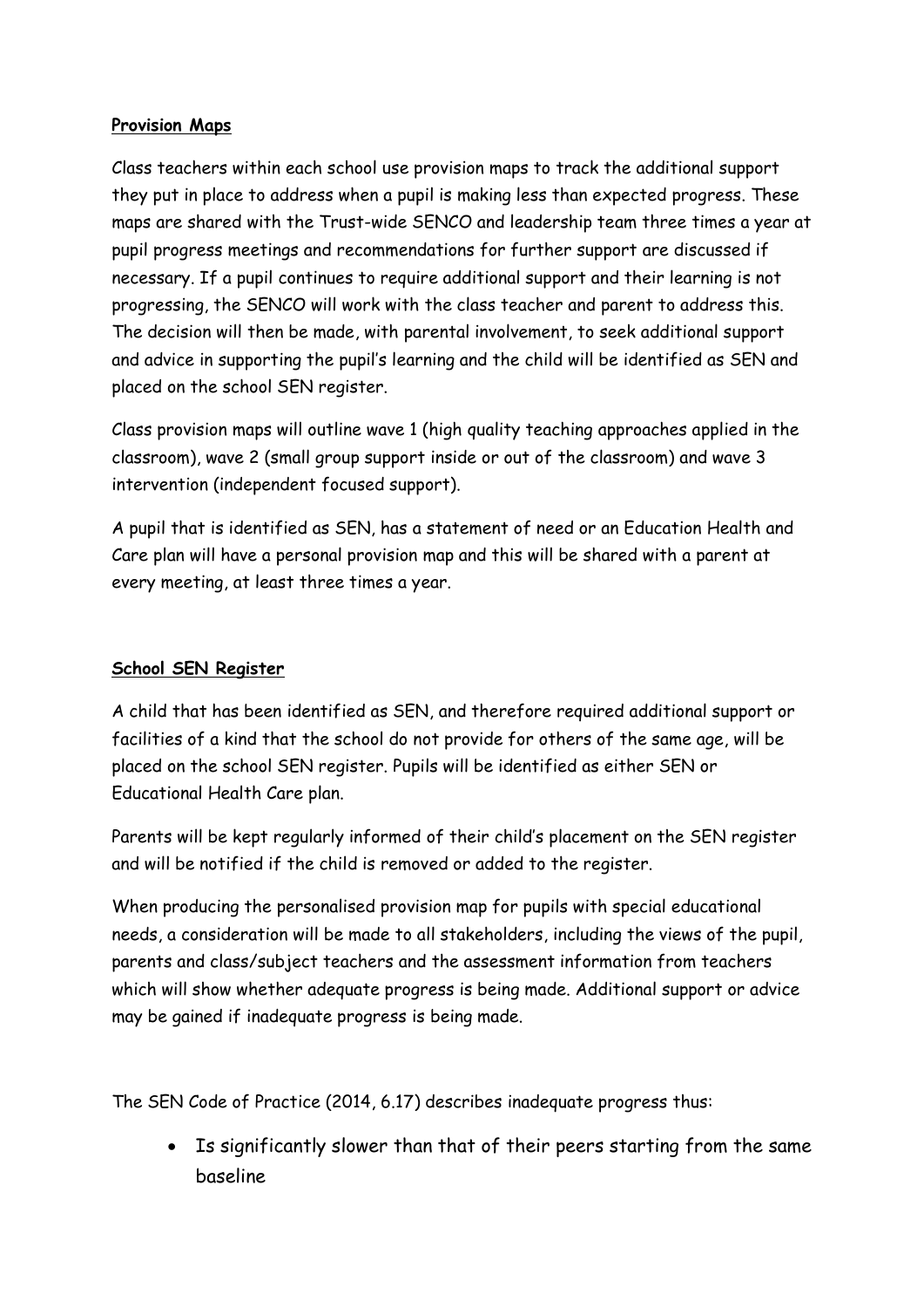## Provision Maps

Class teachers within each school use provision maps to track the additional support they put in place to address when a pupil is making less than expected progress. These maps are shared with the Trust-wide SENCO and leadership team three times a year at pupil progress meetings and recommendations for further support are discussed if necessary. If a pupil continues to require additional support and their learning is not progressing, the SENCO will work with the class teacher and parent to address this. The decision will then be made, with parental involvement, to seek additional support and advice in supporting the pupil's learning and the child will be identified as SEN and placed on the school SEN register.

Class provision maps will outline wave 1 (high quality teaching approaches applied in the classroom), wave 2 (small group support inside or out of the classroom) and wave 3 intervention (independent focused support).

A pupil that is identified as SEN, has a statement of need or an Education Health and Care plan will have a personal provision map and this will be shared with a parent at every meeting, at least three times a year.

## School SEN Register

A child that has been identified as SEN, and therefore required additional support or facilities of a kind that the school do not provide for others of the same age, will be placed on the school SEN register. Pupils will be identified as either SEN or Educational Health Care plan.

Parents will be kept regularly informed of their child's placement on the SEN register and will be notified if the child is removed or added to the register.

When producing the personalised provision map for pupils with special educational needs, a consideration will be made to all stakeholders, including the views of the pupil, parents and class/subject teachers and the assessment information from teachers which will show whether adequate progress is being made. Additional support or advice may be gained if inadequate progress is being made.

The SEN Code of Practice (2014, 6.17) describes inadequate progress thus:

- Is significantly slower than that of their peers starting from the same baseline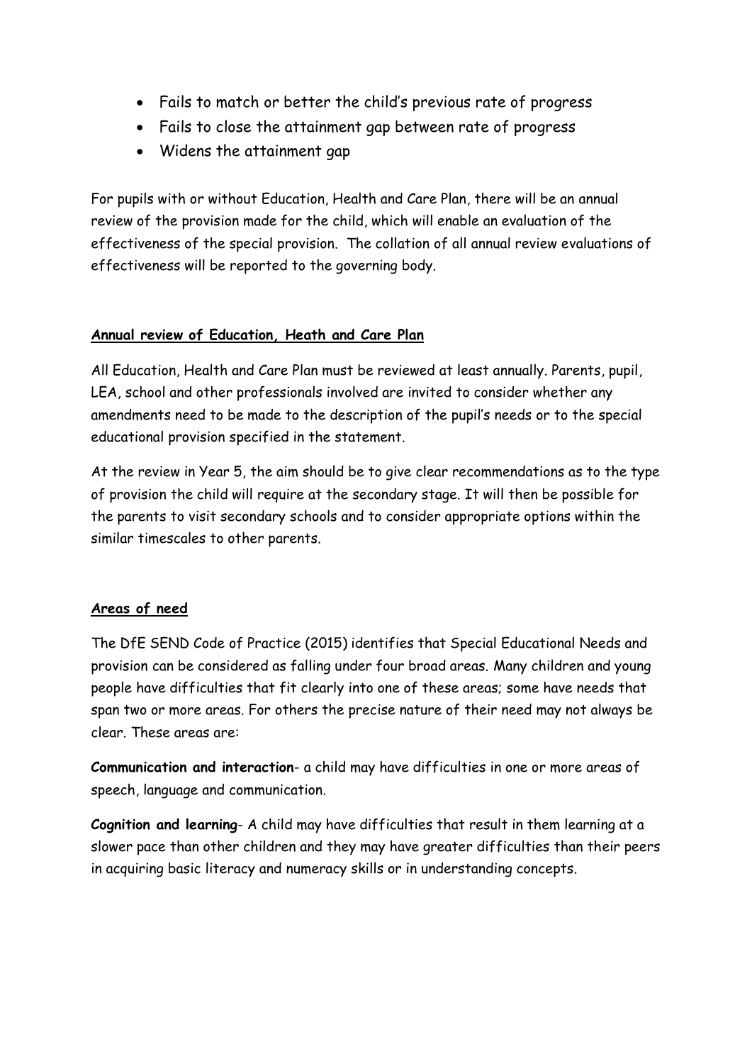- Fails to match or better the child's previous rate of progress
- Fails to close the attainment gap between rate of progress
- Widens the attainment gap

For pupils with or without Education, Health and Care Plan, there will be an annual review of the provision made for the child, which will enable an evaluation of the effectiveness of the special provision. The collation of all annual review evaluations of effectiveness will be reported to the governing body.

**Annual review of Education, Heath and Care Plan**

All Education, Health and Care Plan must be reviewed at least annually. Parents, pupil, LEA, school and other professionals involved are invited to consider whether any amendments need to be made to the description of the pupil's needs or to the special educational provision specified in the statement.

At the review in Year 5, the aim should be to give clear recommendations as to the type of provision the child will require at the secondary stage. It will then be possible for the parents to visit secondary schools and to consider appropriate options within the similar timescales to other parents.

**Areas of need**

The DfE SEND Code of Practice (2015) identifies that Special Educational Needs and provision can be considered as falling under four broad areas. Many children and young people have difficulties that fit clearly into one of these areas; some have needs that span two or more areas. For others the precise nature of their need may not always be clear. These areas are:

**Communication and interaction**- a child may have difficulties in one or more areas of speech, language and communication.

**Cognition and learning**- A child may have difficulties that result in them learning at a slower pace than other children and they may have greater difficulties than their peers in acquiring basic literacy and numeracy skills or in understanding concepts.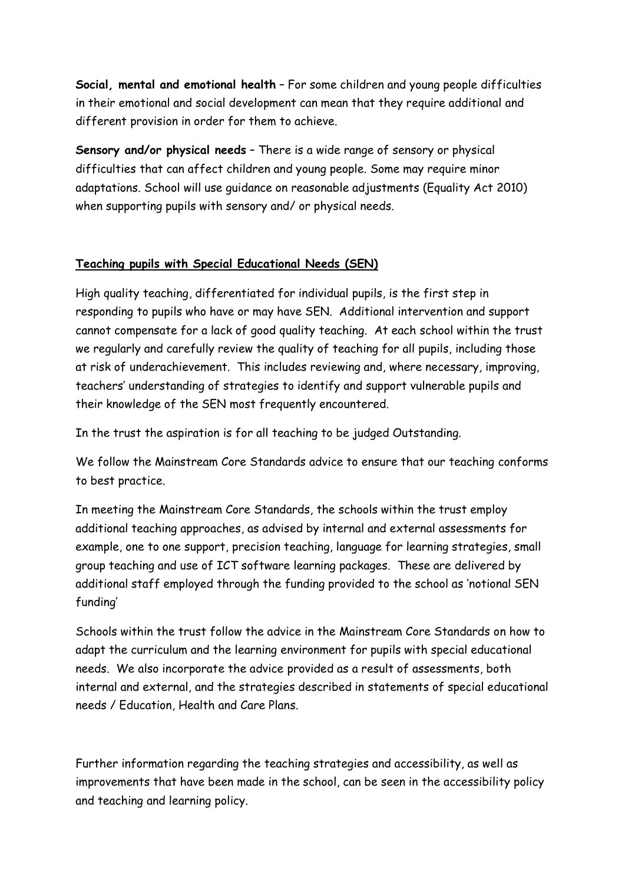**Social, mental and emotional health** – For some children and young people difficulties in their emotional and social development can mean that they require additional and different provision in order for them to achieve.

**Sensory and/or physical needs** – There is a wide range of sensory or physical difficulties that can affect children and young people. Some may require minor adaptations. School will use guidance on reasonable adjustments (Equality Act 2010) when supporting pupils with sensory and/ or physical needs.

## Teaching pupils with Special Educational Needs (SEN)

High quality teaching, differentiated for individual pupils, is the first step in responding to pupils who have or may have SEN. Additional intervention and support cannot compensate for a lack of good quality teaching. At each school within the trust we regularly and carefully review the quality of teaching for all pupils, including those at risk of underachievement. This includes reviewing and, where necessary, improving, teachers' understanding of strategies to identify and support vulnerable pupils and their knowledge of the SEN most frequently encountered.

In the trust the aspiration is for all teaching to be judged Outstanding.

We follow the Mainstream Core Standards advice to ensure that our teaching conforms to best practice.

In meeting the Mainstream Core Standards, the schools within the trust employ additional teaching approaches, as advised by internal and external assessments for example, one to one support, precision teaching, language for learning strategies, small group teaching and use of ICT software learning packages. These are delivered by additional staff employed through the funding provided to the school as 'notional SEN funding'

Schools within the trust follow the advice in the Mainstream Core Standards on how to adapt the curriculum and the learning environment for pupils with special educational needs. We also incorporate the advice provided as a result of assessments, both internal and external, and the strategies described in statements of special educational needs / Education, Health and Care Plans.

Further information regarding the teaching strategies and accessibility, as well as improvements that have been made in the school, can be seen in the accessibility policy and teaching and learning policy.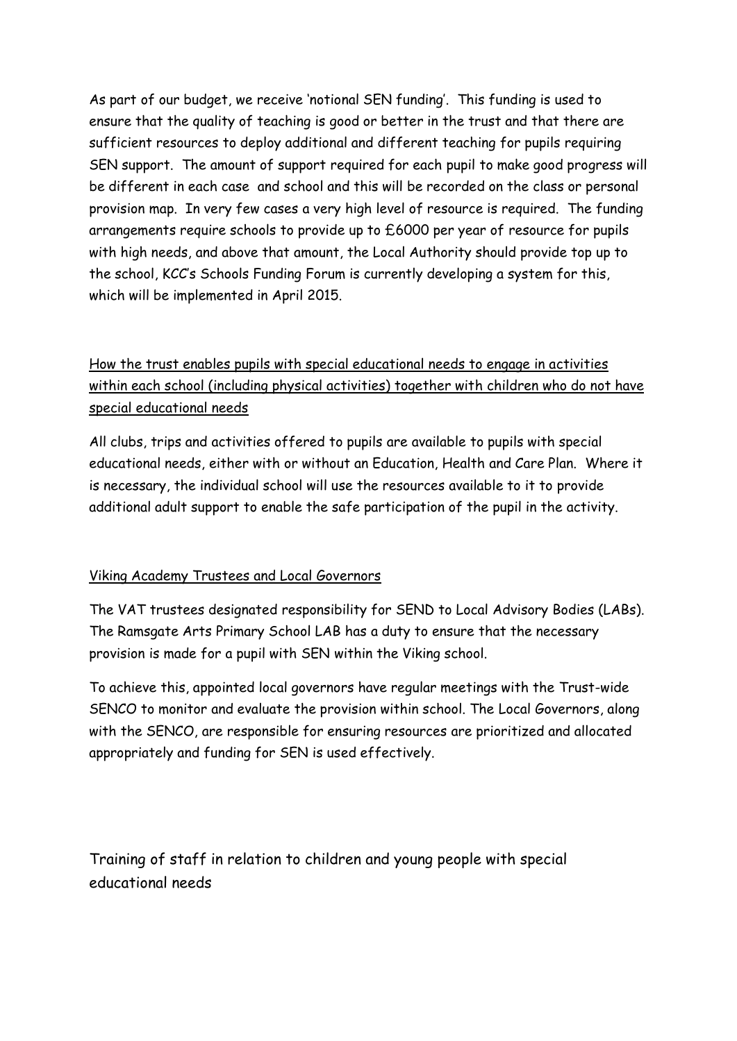As part of our budget, we receive 'notional SEN funding'. This funding is used to ensure that the quality of teaching is good or better in the trust and that there are sufficient resources to deploy additional and different teaching for pupils requiring SEN support. The amount of support required for each pupil to make good progress will be different in each case and school and this will be recorded on the class or personal provision map. In very few cases a very high level of resource is required. The funding arrangements require schools to provide up to £6000 per year of resource for pupils with high needs, and above that amount, the Local Authority should provide top up to the school, KCC's Schools Funding Forum is currently developing a system for this, which will be implemented in April 2015.

## How the trust enables pupils with special educational needs to engage in activities within each school (including physical activities) together with children who do not have special educational needs

All clubs, trips and activities offered to pupils are available to pupils with special educational needs, either with or without an Education, Health and Care Plan. Where it is necessary, the individual school will use the resources available to it to provide additional adult support to enable the safe participation of the pupil in the activity.

## Viking Academy Trustees and Local Governors

The VAT trustees designated responsibility for SEND to Local Advisory Bodies (LABs). The Ramsgate Arts Primary School LAB has a duty to ensure that the necessary provision is made for a pupil with SEN within the Viking school.

To achieve this, appointed local governors have regular meetings with the Trust-wide SENCO to monitor and evaluate the provision within school. The Local Governors, along with the SENCO, are responsible for ensuring resources are prioritized and allocated appropriately and funding for SEN is used effectively.

## Training of staff in relation to children and young people with special educational needs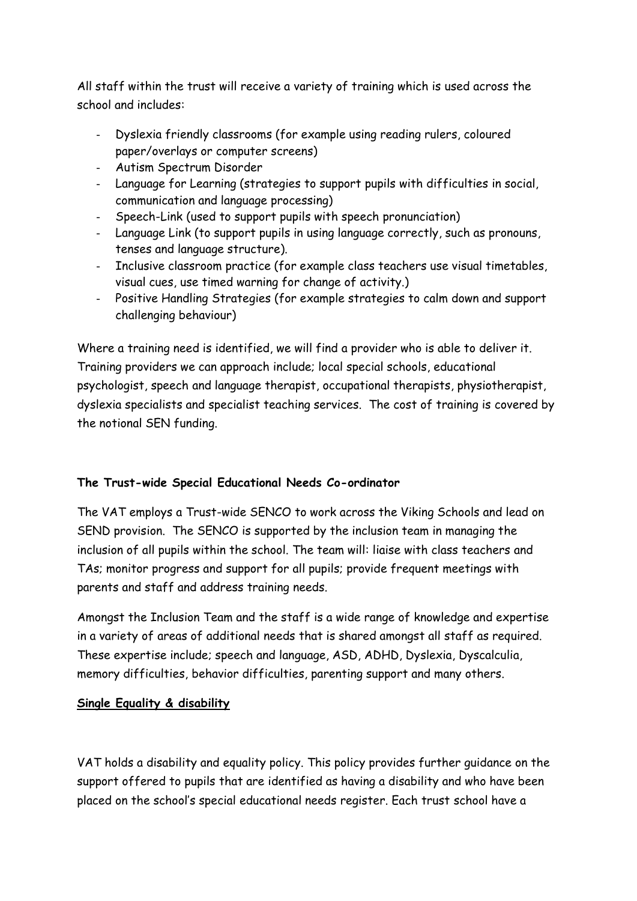All staff within the trust will receive a variety of training which is used across the school and includes:

- Dyslexia friendly classrooms (for example using reading rulers, coloured paper/overlays or computer screens)
- Autism Spectrum Disorder
- Language for Learning (strategies to support pupils with difficulties in social, communication and language processing)
- Speech-Link (used to support pupils with speech pronunciation)
- Language Link (to support pupils in using language correctly, such as pronouns, tenses and language structure).
- Inclusive classroom practice (for example class teachers use visual timetables, visual cues, use timed warning for change of activity.)
- Positive Handling Strategies (for example strategies to calm down and support challenging behaviour)

Where a training need is identified, we will find a provider who is able to deliver it. Training providers we can approach include; local special schools, educational psychologist, speech and language therapist, occupational therapists, physiotherapist, dyslexia specialists and specialist teaching services. The cost of training is covered by the notional SEN funding.

**The Trust-wide Special Educational Needs Co-ordinator**

The VAT employs a Trust-wide SENCO to work across the Viking Schools and lead on SEND provision. The SENCO is supported by the inclusion team in managing the inclusion of all pupils within the school. The team will: liaise with class teachers and TAs; monitor progress and support for all pupils; provide frequent meetings with parents and staff and address training needs.

Amongst the Inclusion Team and the staff is a wide range of knowledge and expertise in a variety of areas of additional needs that is shared amongst all staff as required. These expertise include; speech and language, ASD, ADHD, Dyslexia, Dyscalculia, memory difficulties, behavior difficulties, parenting support and many others.

**<u>Single Equality & disability</u>**

VAT holds a disability and equality policy. This policy provides further guidance on the support offered to pupils that are identified as having a disability and who have been placed on the school's special educational needs register. Each trust school have a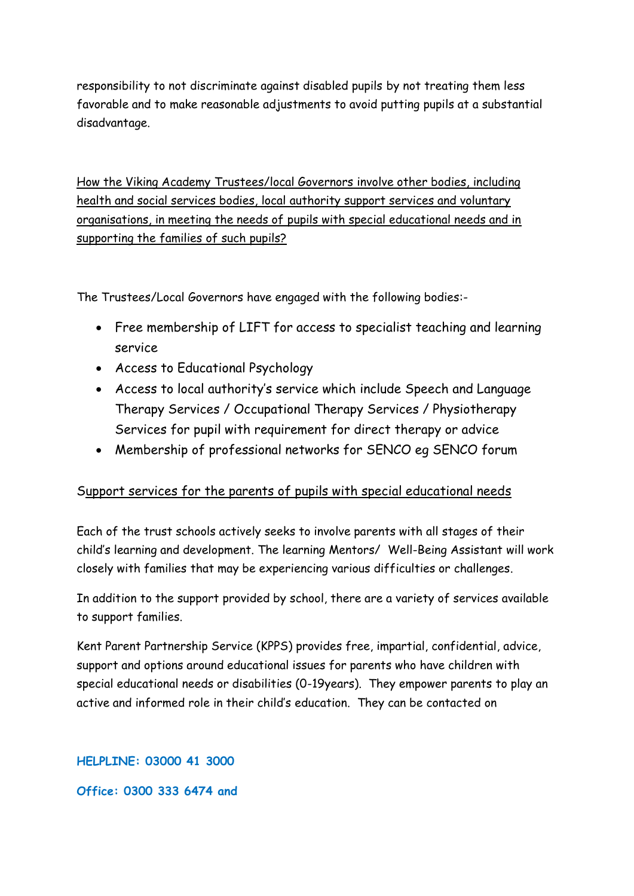responsibility to not discriminate against disabled pupils by not treating them less favorable and to make reasonable adjustments to avoid putting pupils at a substantial disadvantage.

<u>How the Viking Academy Trustees/local Governors involve other bodies, including health and social services bodies, local authority support services and voluntary organisations, in meeting the needs of pupils with special educational needs and in supporting the families of such pupils?</u>

The Trustees/Local Governors have engaged with the following bodies:-

- Free membership of LIFT for access to specialist teaching and learning service
- Access to Educational Psychology
- Access to local authority's service which include Speech and Language Therapy Services / Occupational Therapy Services / Physiotherapy Services for pupil with requirement for direct therapy or advice
- Membership of professional networks for SENCO eg SENCO forum

<u>Support services for the parents of pupils with special educational needs</u>

Each of the trust schools actively seeks to involve parents with all stages of their child's learning and development. The learning Mentors/ Well-Being Assistant will work closely with families that may be experiencing various difficulties or challenges.

In addition to the support provided by school, there are a variety of services available to support families.

Kent Parent Partnership Service (KPPS) provides free, impartial, confidential, advice, support and options around educational issues for parents who have children with special educational needs or disabilities (0-19years). They empower parents to play an active and informed role in their child's education. They can be contacted on

**HELPLINE: 03000 41 3000**

**Office: 0300 333 6474 and**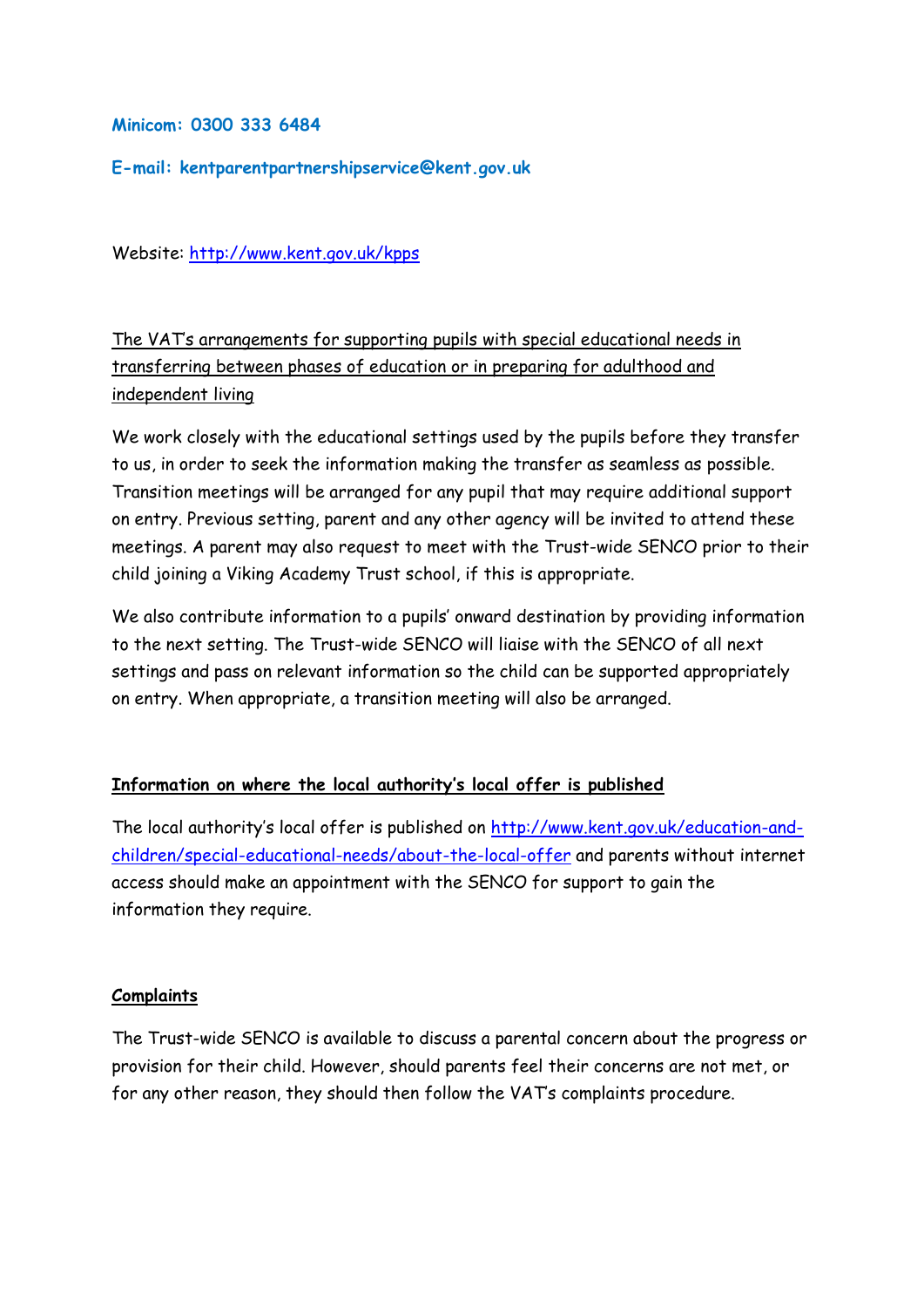**Minicom: 0300 333 6484**

**E-mail: kentparentpartnershipservice@kent.gov.uk**

Website: http://www.kent.gov.uk/kpps

The VAT's arrangements for supporting pupils with special educational needs in transferring between phases of education or in preparing for adulthood and independent living

We work closely with the educational settings used by the pupils before they transfer to us, in order to seek the information making the transfer as seamless as possible. Transition meetings will be arranged for any pupil that may require additional support on entry. Previous setting, parent and any other agency will be invited to attend these meetings. A parent may also request to meet with the Trust-wide SENCO prior to their child joining a Viking Academy Trust school, if this is appropriate.

We also contribute information to a pupils' onward destination by providing information to the next setting. The Trust-wide SENCO will liaise with the SENCO of all next settings and pass on relevant information so the child can be supported appropriately on entry. When appropriate, a transition meeting will also be arranged.

**Information on where the local authority's local offer is published**

The local authority's local offer is published on http://www.kent.gov.uk/education-and-children/special-educational-needs/about-the-local-offer and parents without internet access should make an appointment with the SENCO for support to gain the information they require.

**Complaints**

The Trust-wide SENCO is available to discuss a parental concern about the progress or provision for their child. However, should parents feel their concerns are not met, or for any other reason, they should then follow the VAT's complaints procedure.